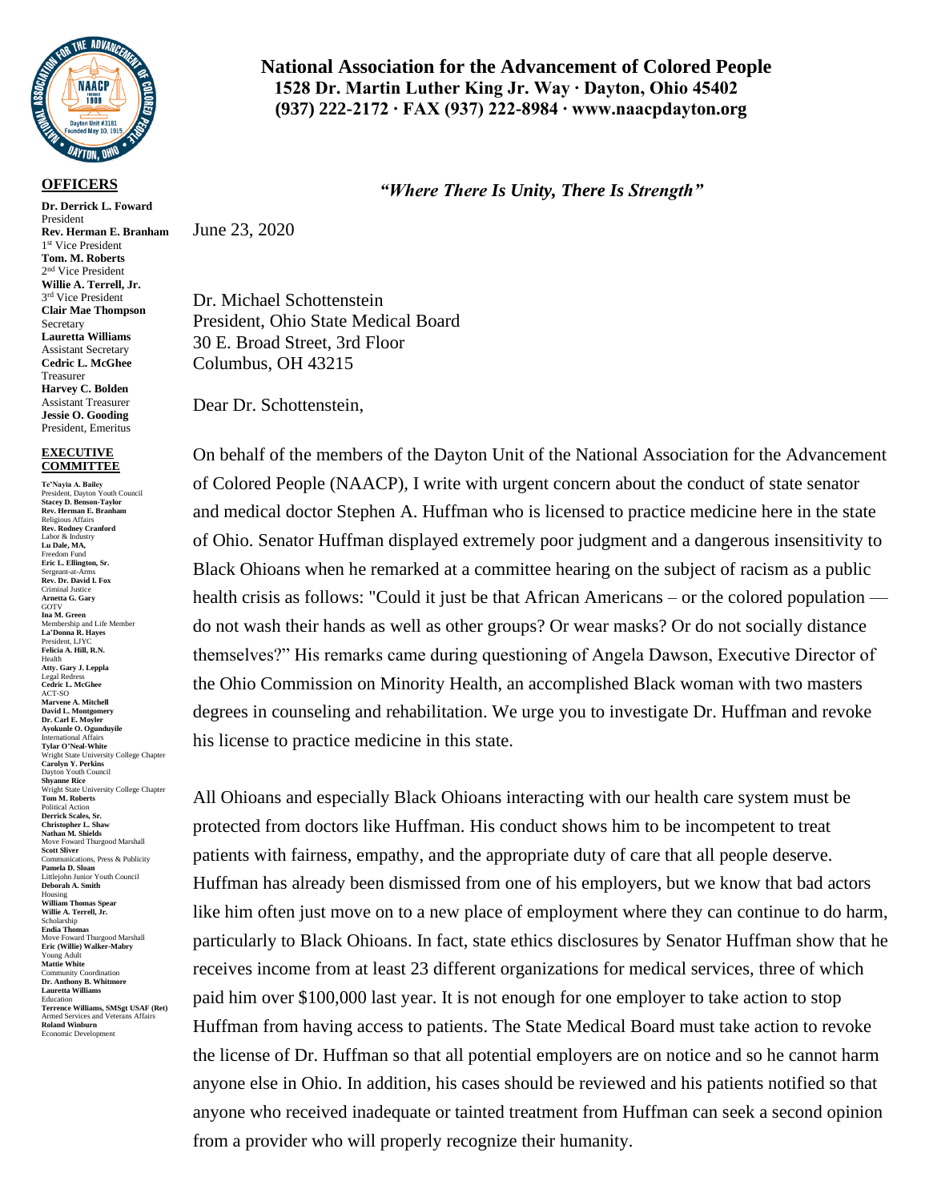**National Association for the Advancement of Colored People**
**1528 Dr. Martin Luther King Jr. Way · Dayton, Ohio 45402**
**(937) 222-2172 · FAX (937) 222-8984 · www.naacpdayton.org**

***"Where There Is Unity, There Is Strength"***

**OFFICERS**

**Dr. Derrick L. Foward**
President
**Rev. Herman E. Branham**
1st Vice President
**Tom. M. Roberts**
2nd Vice President
**Willie A. Terrell, Jr.**
3rd Vice President
**Clair Mae Thompson**
Secretary
**Lauretta Williams**
Assistant Secretary
**Cedric L. McGhee**
Treasurer
**Harvey C. Bolden**
Assistant Treasurer
**Jessie O. Gooding**
President, Emeritus

**EXECUTIVE COMMITTEE**

**Te'Nayia A. Bailey**
President, Dayton Youth Council
**Stacey D. Benson-Taylor**
**Rev. Herman E. Branham**
Religious Affairs
**Rev. Rodney Cranford**
Labor & Industry
**Lu Dale, MA,**
Freedom Fund
**Eric L. Ellington, Sr.**
Sergeant-at-Arms
**Rev. Dr. David I. Fox**
Criminal Justice
**Arnetta G. Gary**
GOTV
**Ina M. Green**
Membership and Life Member
**La'Donna R. Hayes**
President, LJYC
**Felicia A. Hill, R.N.**
Health
**Atty. Gary J. Leppla**
Legal Redress
**Cedric L. McGhee**
ACT-SO
**Marvene A. Mitchell**
**David L. Montgomery**
**Dr. Carl E. Moyler**
**Ayokunle O. Ogunduyile**
International Affairs
**Tylar O'Neal-White**
Wright State University College Chapter
**Carolyn Y. Perkins**
Dayton Youth Council
**Shyanne Rice**
Wright State University College Chapter
**Tom M. Roberts**
Political Action
**Derrick Scales, Sr.**
**Christopher L. Shaw**
**Nathan M. Shields**
Move Foward Thurgood Marshall
**Scott Sliver**
Communications, Press & Publicity
**Pamela D. Sloan**
Littlejohn Junior Youth Council
**Deborah A. Smith**
Housing
**William Thomas Spear**
**Willie A. Terrell, Jr.**
Scholarship
**Endia Thomas**
Move Foward Thurgood Marshall
**Eric (Willie) Walker-Mabry**
Young Adult
**Mattie White**
Community Coordination
**Dr. Anthony B. Whitmore**
**Lauretta Williams**
Education
**Terrence Williams, SMSgt USAF (Ret)**
Armed Services and Veterans Affairs
**Roland Winburn**
Economic Development

June 23, 2020

Dr. Michael Schottenstein
President, Ohio State Medical Board
30 E. Broad Street, 3rd Floor
Columbus, OH 43215

Dear Dr. Schottenstein,

On behalf of the members of the Dayton Unit of the National Association for the Advancement of Colored People (NAACP), I write with urgent concern about the conduct of state senator and medical doctor Stephen A. Huffman who is licensed to practice medicine here in the state of Ohio. Senator Huffman displayed extremely poor judgment and a dangerous insensitivity to Black Ohioans when he remarked at a committee hearing on the subject of racism as a public health crisis as follows: "Could it just be that African Americans – or the colored population — do not wash their hands as well as other groups? Or wear masks? Or do not socially distance themselves?" His remarks came during questioning of Angela Dawson, Executive Director of the Ohio Commission on Minority Health, an accomplished Black woman with two masters degrees in counseling and rehabilitation. We urge you to investigate Dr. Huffman and revoke his license to practice medicine in this state.

All Ohioans and especially Black Ohioans interacting with our health care system must be protected from doctors like Huffman. His conduct shows him to be incompetent to treat patients with fairness, empathy, and the appropriate duty of care that all people deserve. Huffman has already been dismissed from one of his employers, but we know that bad actors like him often just move on to a new place of employment where they can continue to do harm, particularly to Black Ohioans. In fact, state ethics disclosures by Senator Huffman show that he receives income from at least 23 different organizations for medical services, three of which paid him over $100,000 last year. It is not enough for one employer to take action to stop Huffman from having access to patients. The State Medical Board must take action to revoke the license of Dr. Huffman so that all potential employers are on notice and so he cannot harm anyone else in Ohio. In addition, his cases should be reviewed and his patients notified so that anyone who received inadequate or tainted treatment from Huffman can seek a second opinion from a provider who will properly recognize their humanity.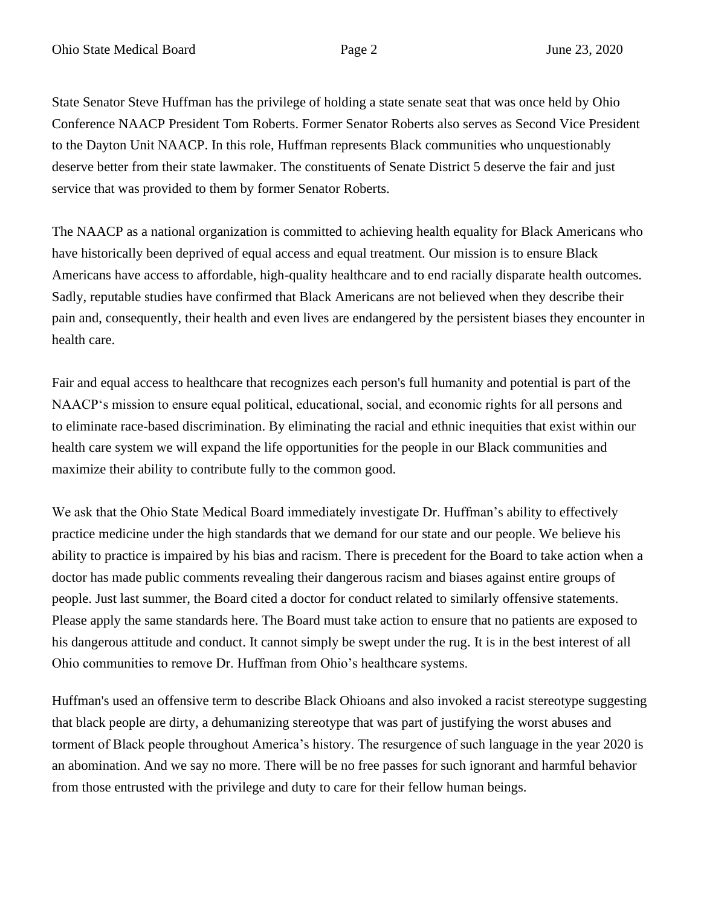State Senator Steve Huffman has the privilege of holding a state senate seat that was once held by Ohio Conference NAACP President Tom Roberts. Former Senator Roberts also serves as Second Vice President to the Dayton Unit NAACP. In this role, Huffman represents Black communities who unquestionably deserve better from their state lawmaker. The constituents of Senate District 5 deserve the fair and just service that was provided to them by former Senator Roberts.

The NAACP as a national organization is committed to achieving health equality for Black Americans who have historically been deprived of equal access and equal treatment. Our mission is to ensure Black Americans have access to affordable, high-quality healthcare and to end racially disparate health outcomes. Sadly, reputable studies have confirmed that Black Americans are not believed when they describe their pain and, consequently, their health and even lives are endangered by the persistent biases they encounter in health care.

Fair and equal access to healthcare that recognizes each person's full humanity and potential is part of the NAACP's mission to ensure equal political, educational, social, and economic rights for all persons and to eliminate race-based discrimination. By eliminating the racial and ethnic inequities that exist within our health care system we will expand the life opportunities for the people in our Black communities and maximize their ability to contribute fully to the common good.

We ask that the Ohio State Medical Board immediately investigate Dr. Huffman's ability to effectively practice medicine under the high standards that we demand for our state and our people. We believe his ability to practice is impaired by his bias and racism. There is precedent for the Board to take action when a doctor has made public comments revealing their dangerous racism and biases against entire groups of people. Just last summer, the Board cited a doctor for conduct related to similarly offensive statements. Please apply the same standards here. The Board must take action to ensure that no patients are exposed to his dangerous attitude and conduct. It cannot simply be swept under the rug. It is in the best interest of all Ohio communities to remove Dr. Huffman from Ohio's healthcare systems.

Huffman's used an offensive term to describe Black Ohioans and also invoked a racist stereotype suggesting that black people are dirty, a dehumanizing stereotype that was part of justifying the worst abuses and torment of Black people throughout America's history. The resurgence of such language in the year 2020 is an abomination. And we say no more. There will be no free passes for such ignorant and harmful behavior from those entrusted with the privilege and duty to care for their fellow human beings.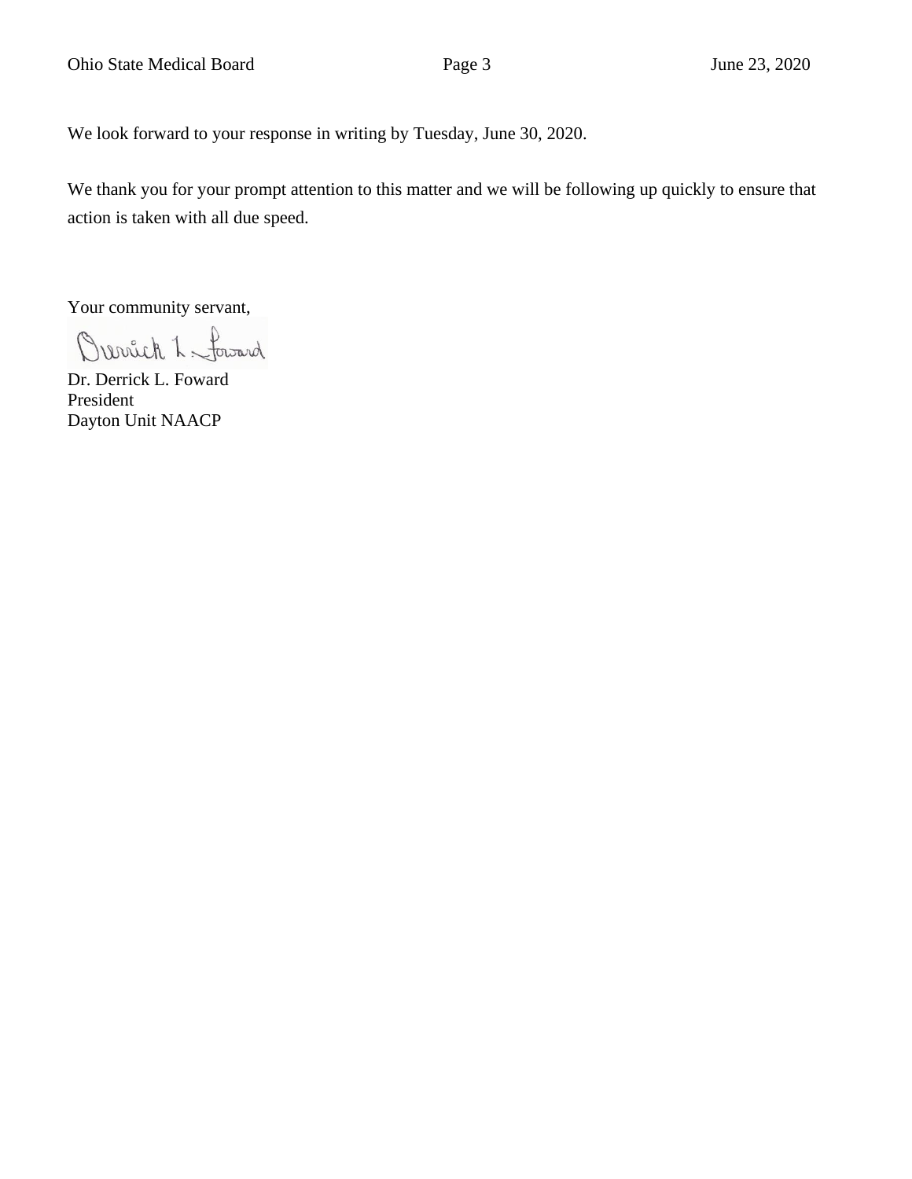We look forward to your response in writing by Tuesday, June 30, 2020.

We thank you for your prompt attention to this matter and we will be following up quickly to ensure that action is taken with all due speed.

Your community servant,

Dr. Derrick L. Foward
President
Dayton Unit NAACP